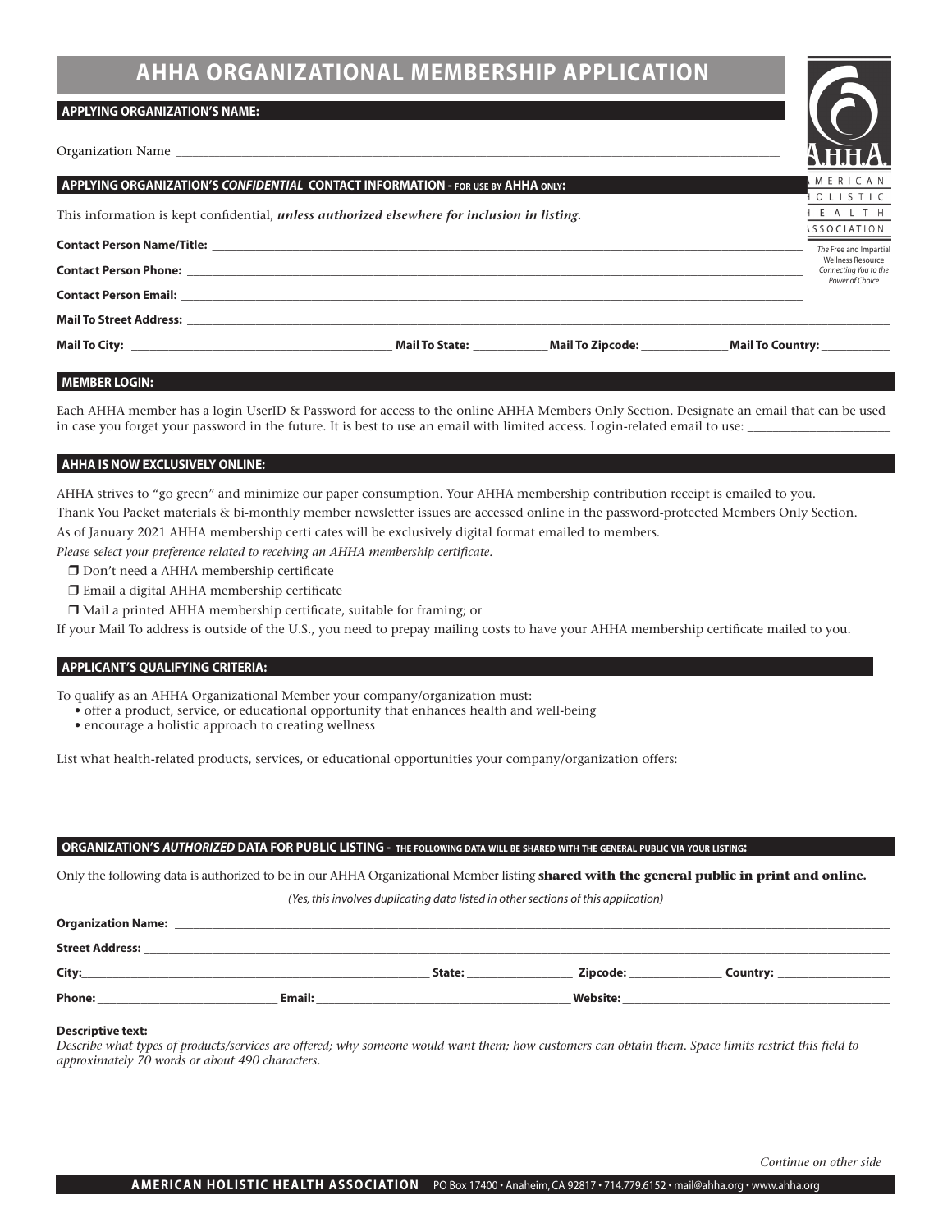# AHHA ORGANIZATIONAL MEMBERSHIP APPLICATION

AMERICAN HOLISTIC HEALTH ASSOCIATION

*The Free and Impartial Wellness Resource Connecting You to the Power of Choice*

## APPLYING ORGANIZATION'S NAME:

Organization Name ______________________________

## APPLYING ORGANIZATION'S *CONFIDENTIAL* CONTACT INFORMATION - FOR USE BY AHHA ONLY:

This information is kept confidential, ***unless authorized elsewhere for inclusion in listing.***

**Contact Person Name/Title:** ______________________________

**Contact Person Phone:** ______________________________

**Contact Person Email:** ______________________________

**Mail To Street Address:** ______________________________

**Mail To City:** ____________ **Mail To State:** ____________ **Mail To Zipcode:** ____________ **Mail To Country:** ____________

## MEMBER LOGIN:

Each AHHA member has a login UserID & Password for access to the online AHHA Members Only Section. Designate an email that can be used in case you forget your password in the future. It is best to use an email with limited access. Login-related email to use: ____________

## AHHA IS NOW EXCLUSIVELY ONLINE:

AHHA strives to "go green" and minimize our paper consumption. Your AHHA membership contribution receipt is emailed to you.

Thank You Packet materials & bi-monthly member newsletter issues are accessed online in the password-protected Members Only Section.

As of January 2021 AHHA membership certi cates will be exclusively digital format emailed to members.

*Please select your preference related to receiving an AHHA membership certificate.*

- ❒ Don't need a AHHA membership certificate
- ❒ Email a digital AHHA membership certificate
- ❒ Mail a printed AHHA membership certificate, suitable for framing; or

If your Mail To address is outside of the U.S., you need to prepay mailing costs to have your AHHA membership certificate mailed to you.

## APPLICANT'S QUALIFYING CRITERIA:

To qualify as an AHHA Organizational Member your company/organization must:

- offer a product, service, or educational opportunity that enhances health and well-being
- encourage a holistic approach to creating wellness

List what health-related products, services, or educational opportunities your company/organization offers:

## ORGANIZATION'S *AUTHORIZED* DATA FOR PUBLIC LISTING - THE FOLLOWING DATA WILL BE SHARED WITH THE GENERAL PUBLIC VIA YOUR LISTING:

Only the following data is authorized to be in our AHHA Organizational Member listing **shared with the general public in print and online.**

*(Yes, this involves duplicating data listed in other sections of this application)*

**Organization Name:** ______________________________

**Street Address:** ______________________________

**City:** ____________ **State:** ____________ **Zipcode:** ____________ **Country:** ____________

**Phone:** ____________ **Email:** ____________ **Website:** ____________

**Descriptive text:**

*Describe what types of products/services are offered; why someone would want them; how customers can obtain them. Space limits restrict this field to approximately 70 words or about 490 characters.*

*Continue on other side*

**AMERICAN HOLISTIC HEALTH ASSOCIATION** PO Box 17400 • Anaheim, CA 92817 • 714.779.6152 • mail@ahha.org • www.ahha.org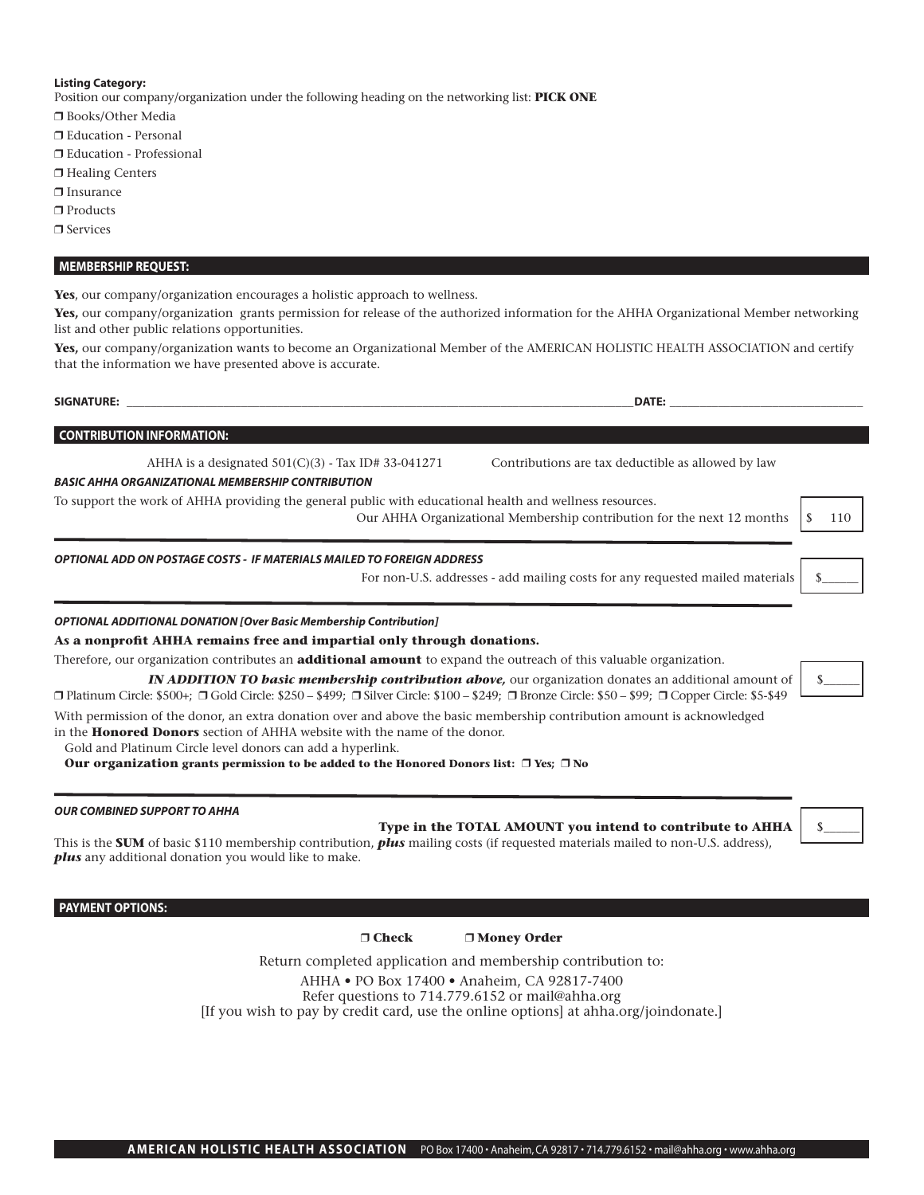**Listing Category:**

Position our company/organization under the following heading on the networking list: **PICK ONE**

❒ Books/Other Media
❒ Education - Personal
❒ Education - Professional
❒ Healing Centers
❒ Insurance
❒ Products
❒ Services

## MEMBERSHIP REQUEST:

**Yes**, our company/organization encourages a holistic approach to wellness.

**Yes,** our company/organization grants permission for release of the authorized information for the AHHA Organizational Member networking list and other public relations opportunities.

**Yes,** our company/organization wants to become an Organizational Member of the AMERICAN HOLISTIC HEALTH ASSOCIATION and certify that the information we have presented above is accurate.

**SIGNATURE:** ______________________________ **DATE:** ______________

## CONTRIBUTION INFORMATION:

AHHA is a designated 501(C)(3) - Tax ID# 33-041271 Contributions are tax deductible as allowed by law

***BASIC AHHA ORGANIZATIONAL MEMBERSHIP CONTRIBUTION***

To support the work of AHHA providing the general public with educational health and wellness resources.

Our AHHA Organizational Membership contribution for the next 12 months $ 110

***OPTIONAL ADD ON POSTAGE COSTS - IF MATERIALS MAILED TO FOREIGN ADDRESS***

For non-U.S. addresses - add mailing costs for any requested mailed materials $______

***OPTIONAL ADDITIONAL DONATION [Over Basic Membership Contribution]***

**As a nonprofit AHHA remains free and impartial only through donations.**

Therefore, our organization contributes an **additional amount** to expand the outreach of this valuable organization.

***IN ADDITION TO basic membership contribution above,*** our organization donates an additional amount of $______

❒ Platinum Circle: $500+; ❒ Gold Circle: $250 – $499; ❒ Silver Circle: $100 – $249; ❒ Bronze Circle: $50 – $99; ❒ Copper Circle: $5-$49

With permission of the donor, an extra donation over and above the basic membership contribution amount is acknowledged in the **Honored Donors** section of AHHA website with the name of the donor.

Gold and Platinum Circle level donors can add a hyperlink.

**Our organization grants permission to be added to the Honored Donors list: ❒ Yes; ❒ No**

***OUR COMBINED SUPPORT TO AHHA***

**Type in the TOTAL AMOUNT you intend to contribute to AHHA** $______

This is the **SUM** of basic $110 membership contribution, ***plus*** mailing costs (if requested materials mailed to non-U.S. address), ***plus*** any additional donation you would like to make.

## PAYMENT OPTIONS:

❒ **Check** ❒ **Money Order**

Return completed application and membership contribution to:

AHHA • PO Box 17400 • Anaheim, CA 92817-7400

Refer questions to 714.779.6152 or mail@ahha.org

[If you wish to pay by credit card, use the online options] at ahha.org/joindonate.]